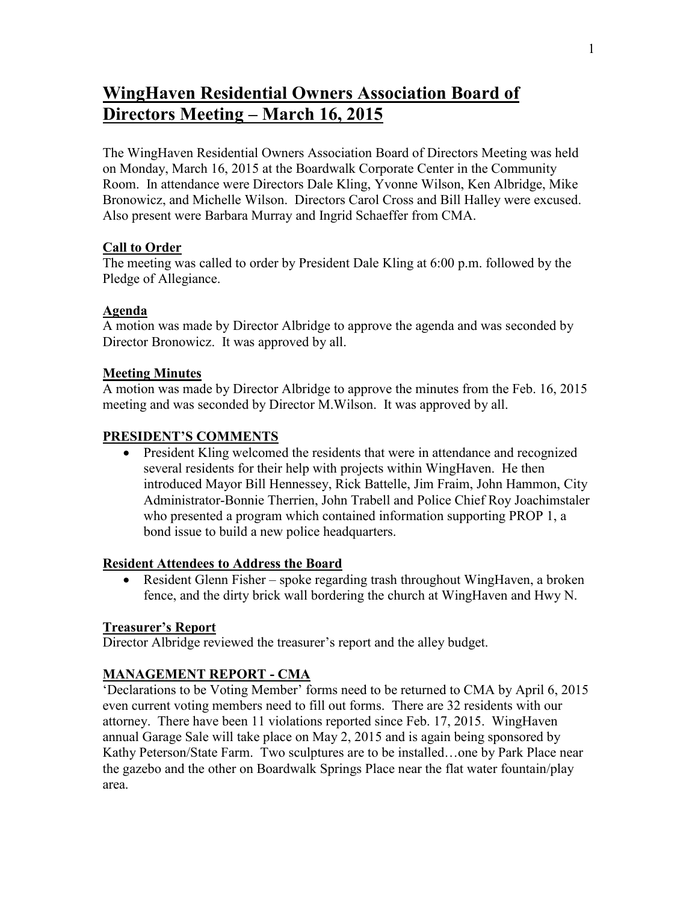# WingHaven Residential Owners Association Board of Directors Meeting – March 16, 2015

The WingHaven Residential Owners Association Board of Directors Meeting was held on Monday, March 16, 2015 at the Boardwalk Corporate Center in the Community Room. In attendance were Directors Dale Kling, Yvonne Wilson, Ken Albridge, Mike Bronowicz, and Michelle Wilson. Directors Carol Cross and Bill Halley were excused. Also present were Barbara Murray and Ingrid Schaeffer from CMA.

**Call to Order**
The meeting was called to order by President Dale Kling at 6:00 p.m. followed by the Pledge of Allegiance.

**Agenda**
A motion was made by Director Albridge to approve the agenda and was seconded by Director Bronowicz. It was approved by all.

**Meeting Minutes**
A motion was made by Director Albridge to approve the minutes from the Feb. 16, 2015 meeting and was seconded by Director M.Wilson. It was approved by all.

**PRESIDENT'S COMMENTS**

- President Kling welcomed the residents that were in attendance and recognized several residents for their help with projects within WingHaven. He then introduced Mayor Bill Hennessey, Rick Battelle, Jim Fraim, John Hammon, City Administrator-Bonnie Therrien, John Trabell and Police Chief Roy Joachimstaler who presented a program which contained information supporting PROP 1, a bond issue to build a new police headquarters.

**Resident Attendees to Address the Board**

- Resident Glenn Fisher – spoke regarding trash throughout WingHaven, a broken fence, and the dirty brick wall bordering the church at WingHaven and Hwy N.

**Treasurer's Report**
Director Albridge reviewed the treasurer's report and the alley budget.

**MANAGEMENT REPORT - CMA**
'Declarations to be Voting Member' forms need to be returned to CMA by April 6, 2015 even current voting members need to fill out forms. There are 32 residents with our attorney. There have been 11 violations reported since Feb. 17, 2015. WingHaven annual Garage Sale will take place on May 2, 2015 and is again being sponsored by Kathy Peterson/State Farm. Two sculptures are to be installed…one by Park Place near the gazebo and the other on Boardwalk Springs Place near the flat water fountain/play area.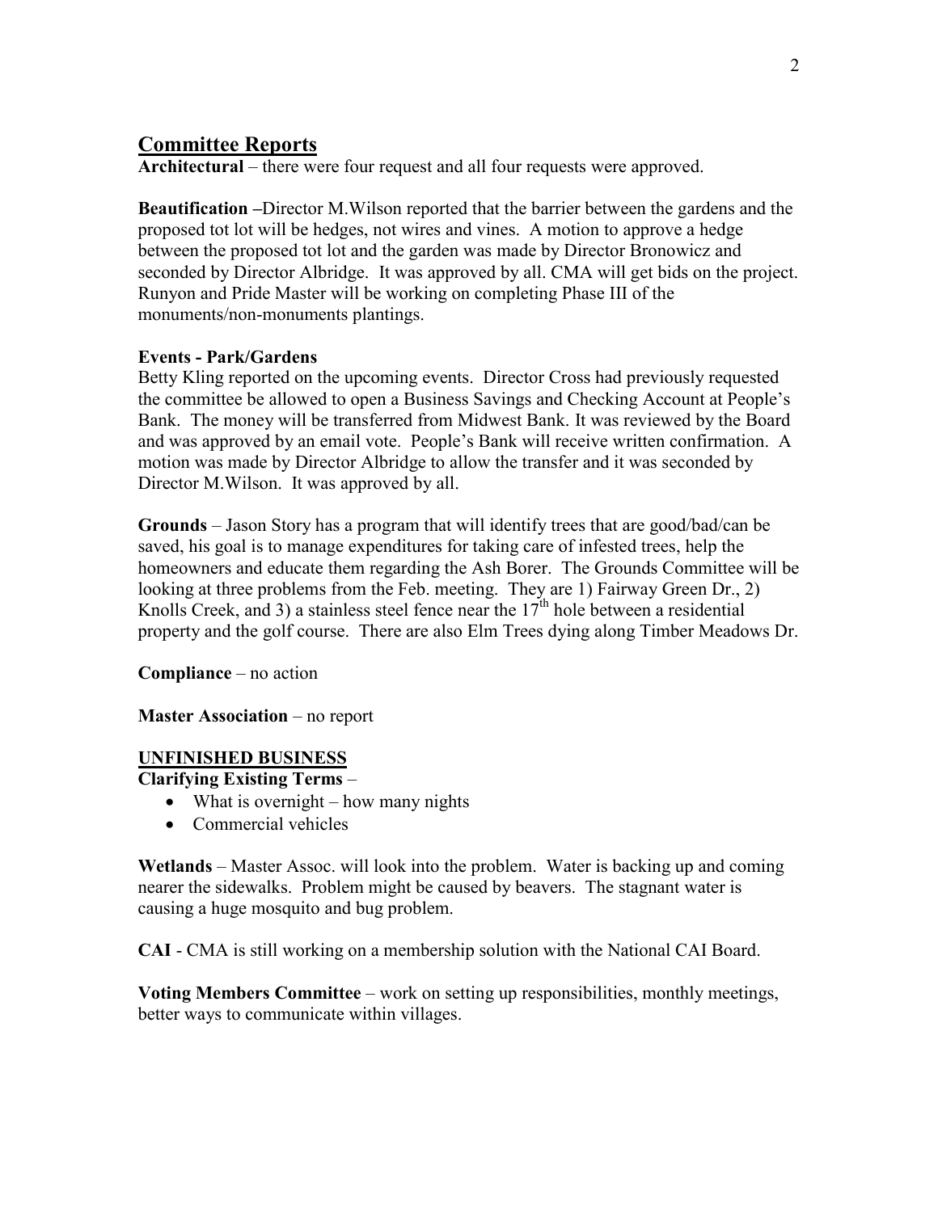## Committee Reports

**Architectural** – there were four request and all four requests were approved.

**Beautification –**Director M.Wilson reported that the barrier between the gardens and the proposed tot lot will be hedges, not wires and vines. A motion to approve a hedge between the proposed tot lot and the garden was made by Director Bronowicz and seconded by Director Albridge. It was approved by all. CMA will get bids on the project. Runyon and Pride Master will be working on completing Phase III of the monuments/non-monuments plantings.

**Events - Park/Gardens**

Betty Kling reported on the upcoming events. Director Cross had previously requested the committee be allowed to open a Business Savings and Checking Account at People's Bank. The money will be transferred from Midwest Bank. It was reviewed by the Board and was approved by an email vote. People's Bank will receive written confirmation. A motion was made by Director Albridge to allow the transfer and it was seconded by Director M.Wilson. It was approved by all.

**Grounds** – Jason Story has a program that will identify trees that are good/bad/can be saved, his goal is to manage expenditures for taking care of infested trees, help the homeowners and educate them regarding the Ash Borer. The Grounds Committee will be looking at three problems from the Feb. meeting. They are 1) Fairway Green Dr., 2) Knolls Creek, and 3) a stainless steel fence near the 17th hole between a residential property and the golf course. There are also Elm Trees dying along Timber Meadows Dr.

**Compliance** – no action

**Master Association** – no report

## UNFINISHED BUSINESS

**Clarifying Existing Terms** –

- What is overnight – how many nights
- Commercial vehicles

**Wetlands** – Master Assoc. will look into the problem. Water is backing up and coming nearer the sidewalks. Problem might be caused by beavers. The stagnant water is causing a huge mosquito and bug problem.

**CAI** - CMA is still working on a membership solution with the National CAI Board.

**Voting Members Committee** – work on setting up responsibilities, monthly meetings, better ways to communicate within villages.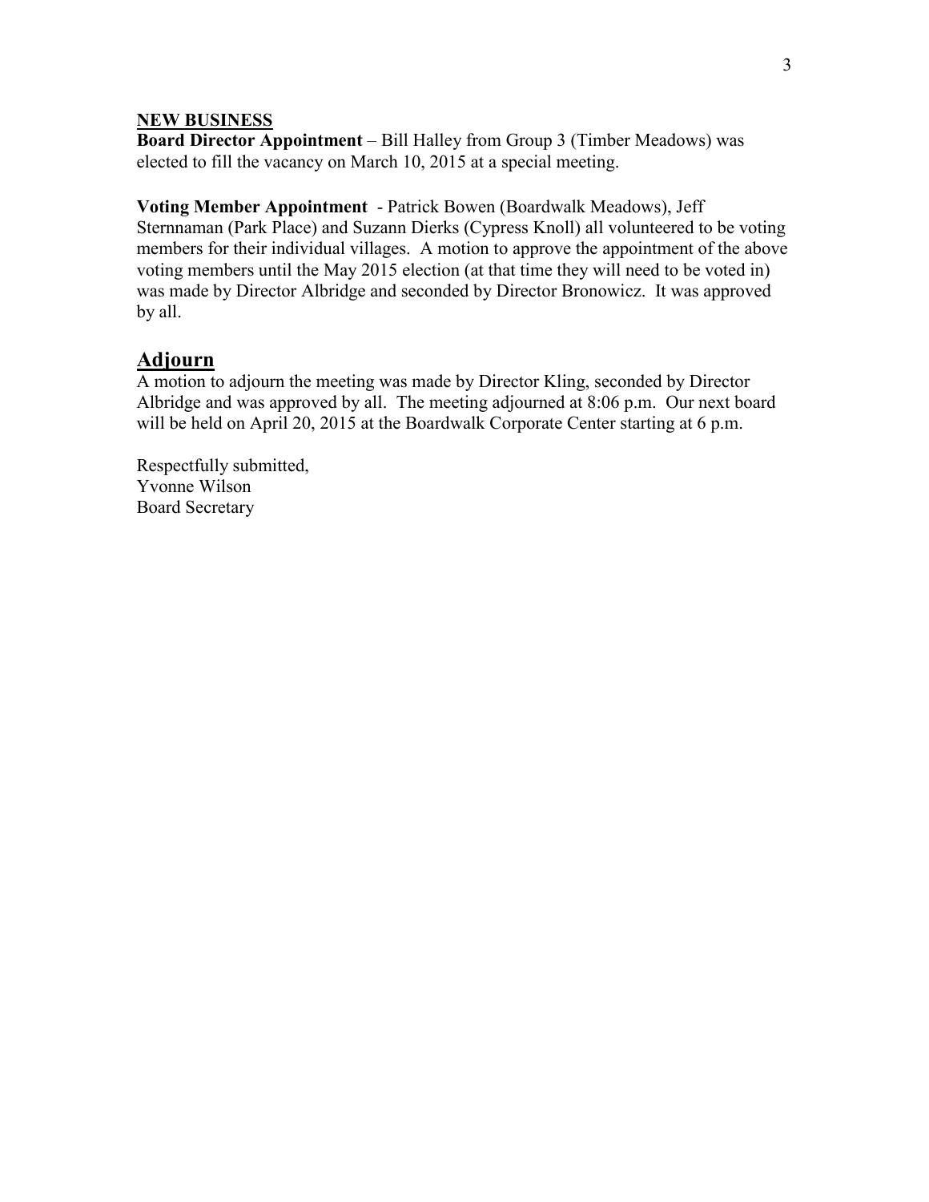## NEW BUSINESS

**Board Director Appointment** – Bill Halley from Group 3 (Timber Meadows) was elected to fill the vacancy on March 10, 2015 at a special meeting.

**Voting Member Appointment** - Patrick Bowen (Boardwalk Meadows), Jeff Sternnaman (Park Place) and Suzann Dierks (Cypress Knoll) all volunteered to be voting members for their individual villages. A motion to approve the appointment of the above voting members until the May 2015 election (at that time they will need to be voted in) was made by Director Albridge and seconded by Director Bronowicz. It was approved by all.

## Adjourn

A motion to adjourn the meeting was made by Director Kling, seconded by Director Albridge and was approved by all. The meeting adjourned at 8:06 p.m. Our next board will be held on April 20, 2015 at the Boardwalk Corporate Center starting at 6 p.m.

Respectfully submitted,
Yvonne Wilson
Board Secretary